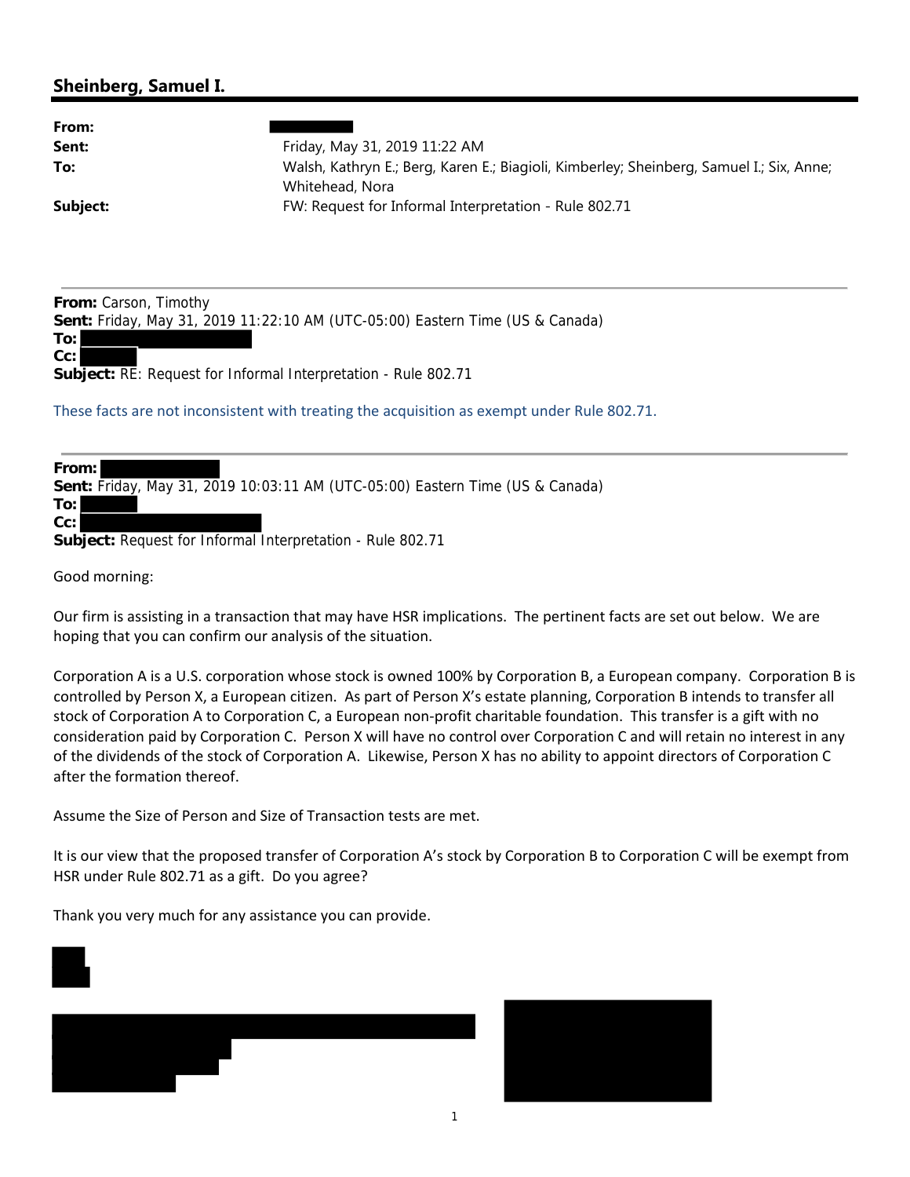## Sheinberg, Samuel I.

**From:**
**Sent:** Friday, May 31, 2019 11:22 AM
**To:** Walsh, Kathryn E.; Berg, Karen E.; Biagioli, Kimberley; Sheinberg, Samuel I.; Six, Anne; Whitehead, Nora
**Subject:** FW: Request for Informal Interpretation - Rule 802.71

---

**From:** Carson, Timothy
**Sent:** Friday, May 31, 2019 11:22:10 AM (UTC-05:00) Eastern Time (US & Canada)
**To:**
**Cc:**
**Subject:** RE: Request for Informal Interpretation - Rule 802.71

These facts are not inconsistent with treating the acquisition as exempt under Rule 802.71.

---

**From:**
**Sent:** Friday, May 31, 2019 10:03:11 AM (UTC-05:00) Eastern Time (US & Canada)
**To:**
**Cc:**
**Subject:** Request for Informal Interpretation - Rule 802.71

Good morning:

Our firm is assisting in a transaction that may have HSR implications. The pertinent facts are set out below. We are hoping that you can confirm our analysis of the situation.

Corporation A is a U.S. corporation whose stock is owned 100% by Corporation B, a European company. Corporation B is controlled by Person X, a European citizen. As part of Person X's estate planning, Corporation B intends to transfer all stock of Corporation A to Corporation C, a European non-profit charitable foundation. This transfer is a gift with no consideration paid by Corporation C. Person X will have no control over Corporation C and will retain no interest in any of the dividends of the stock of Corporation A. Likewise, Person X has no ability to appoint directors of Corporation C after the formation thereof.

Assume the Size of Person and Size of Transaction tests are met.

It is our view that the proposed transfer of Corporation A's stock by Corporation B to Corporation C will be exempt from HSR under Rule 802.71 as a gift. Do you agree?

Thank you very much for any assistance you can provide.